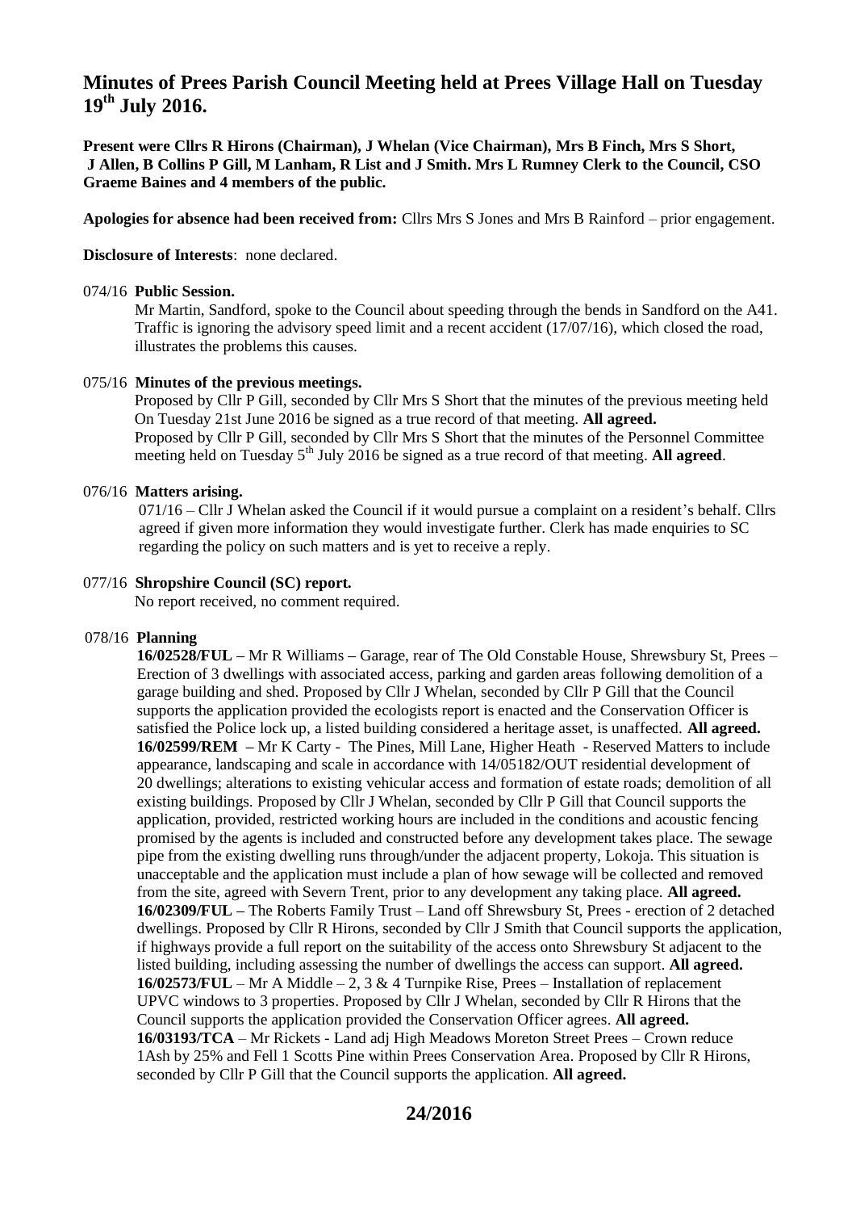# Minutes of Prees Parish Council Meeting held at Prees Village Hall on Tuesday 19th July 2016.

**Present were Cllrs R Hirons (Chairman), J Whelan (Vice Chairman), Mrs B Finch, Mrs S Short, J Allen, B Collins P Gill, M Lanham, R List and J Smith. Mrs L Rumney Clerk to the Council, CSO Graeme Baines and 4 members of the public.**

**Apologies for absence had been received from:** Cllrs Mrs S Jones and Mrs B Rainford – prior engagement.

**Disclosure of Interests**: none declared.

074/16 **Public Session.**

Mr Martin, Sandford, spoke to the Council about speeding through the bends in Sandford on the A41. Traffic is ignoring the advisory speed limit and a recent accident (17/07/16), which closed the road, illustrates the problems this causes.

075/16 **Minutes of the previous meetings.**

Proposed by Cllr P Gill, seconded by Cllr Mrs S Short that the minutes of the previous meeting held On Tuesday 21st June 2016 be signed as a true record of that meeting. **All agreed.**
Proposed by Cllr P Gill, seconded by Cllr Mrs S Short that the minutes of the Personnel Committee meeting held on Tuesday 5th July 2016 be signed as a true record of that meeting. **All agreed**.

076/16 **Matters arising.**

071/16 – Cllr J Whelan asked the Council if it would pursue a complaint on a resident's behalf. Cllrs agreed if given more information they would investigate further. Clerk has made enquiries to SC regarding the policy on such matters and is yet to receive a reply.

077/16 **Shropshire Council (SC) report.**

No report received, no comment required.

078/16 **Planning**

**16/02528/FUL –** Mr R Williams **–** Garage, rear of The Old Constable House, Shrewsbury St, Prees – Erection of 3 dwellings with associated access, parking and garden areas following demolition of a garage building and shed. Proposed by Cllr J Whelan, seconded by Cllr P Gill that the Council supports the application provided the ecologists report is enacted and the Conservation Officer is satisfied the Police lock up, a listed building considered a heritage asset, is unaffected. **All agreed.**
**16/02599/REM –** Mr K Carty - The Pines, Mill Lane, Higher Heath - Reserved Matters to include appearance, landscaping and scale in accordance with 14/05182/OUT residential development of 20 dwellings; alterations to existing vehicular access and formation of estate roads; demolition of all existing buildings. Proposed by Cllr J Whelan, seconded by Cllr P Gill that Council supports the application, provided, restricted working hours are included in the conditions and acoustic fencing promised by the agents is included and constructed before any development takes place. The sewage pipe from the existing dwelling runs through/under the adjacent property, Lokoja. This situation is unacceptable and the application must include a plan of how sewage will be collected and removed from the site, agreed with Severn Trent, prior to any development any taking place. **All agreed.**
**16/02309/FUL –** The Roberts Family Trust – Land off Shrewsbury St, Prees - erection of 2 detached dwellings. Proposed by Cllr R Hirons, seconded by Cllr J Smith that Council supports the application, if highways provide a full report on the suitability of the access onto Shrewsbury St adjacent to the listed building, including assessing the number of dwellings the access can support. **All agreed.**
**16/02573/FUL** – Mr A Middle – 2, 3 & 4 Turnpike Rise, Prees – Installation of replacement UPVC windows to 3 properties. Proposed by Cllr J Whelan, seconded by Cllr R Hirons that the Council supports the application provided the Conservation Officer agrees. **All agreed.**
**16/03193/TCA** – Mr Rickets - Land adj High Meadows Moreton Street Prees – Crown reduce 1Ash by 25% and Fell 1 Scotts Pine within Prees Conservation Area. Proposed by Cllr R Hirons, seconded by Cllr P Gill that the Council supports the application. **All agreed.**

**24/2016**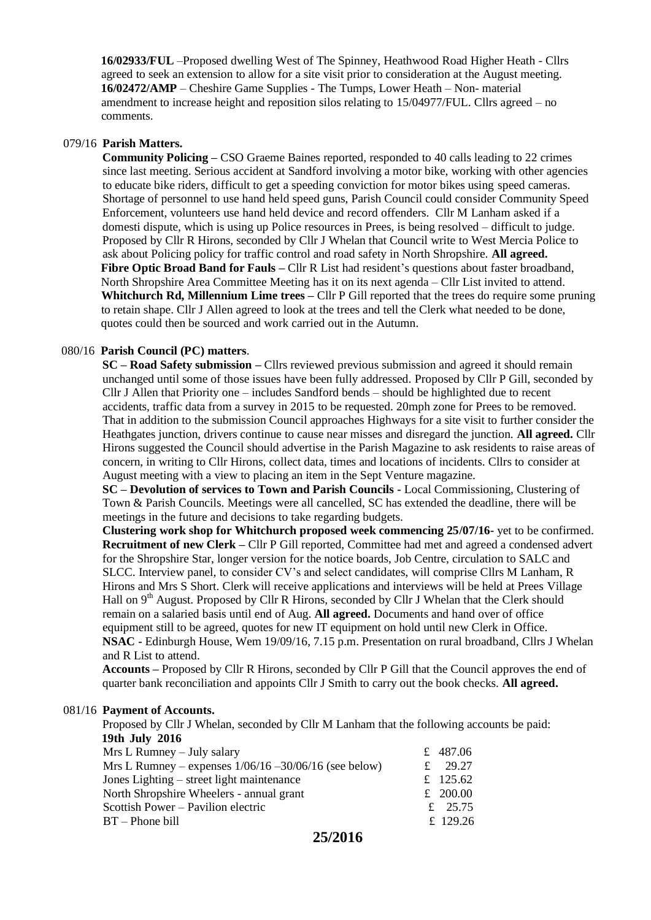**16/02933/FUL** –Proposed dwelling West of The Spinney, Heathwood Road Higher Heath - Cllrs agreed to seek an extension to allow for a site visit prior to consideration at the August meeting.
**16/02472/AMP** – Cheshire Game Supplies - The Tumps, Lower Heath – Non- material amendment to increase height and reposition silos relating to 15/04977/FUL. Cllrs agreed – no comments.

079/16 **Parish Matters.**

**Community Policing –** CSO Graeme Baines reported, responded to 40 calls leading to 22 crimes since last meeting. Serious accident at Sandford involving a motor bike, working with other agencies to educate bike riders, difficult to get a speeding conviction for motor bikes using speed cameras. Shortage of personnel to use hand held speed guns, Parish Council could consider Community Speed Enforcement, volunteers use hand held device and record offenders. Cllr M Lanham asked if a domesti dispute, which is using up Police resources in Prees, is being resolved – difficult to judge. Proposed by Cllr R Hirons, seconded by Cllr J Whelan that Council write to West Mercia Police to ask about Policing policy for traffic control and road safety in North Shropshire. **All agreed.**
**Fibre Optic Broad Band for Fauls –** Cllr R List had resident's questions about faster broadband, North Shropshire Area Committee Meeting has it on its next agenda – Cllr List invited to attend.
**Whitchurch Rd, Millennium Lime trees –** Cllr P Gill reported that the trees do require some pruning to retain shape. Cllr J Allen agreed to look at the trees and tell the Clerk what needed to be done, quotes could then be sourced and work carried out in the Autumn.

080/16 **Parish Council (PC) matters**.

**SC – Road Safety submission –** Cllrs reviewed previous submission and agreed it should remain unchanged until some of those issues have been fully addressed. Proposed by Cllr P Gill, seconded by Cllr J Allen that Priority one – includes Sandford bends – should be highlighted due to recent accidents, traffic data from a survey in 2015 to be requested. 20mph zone for Prees to be removed. That in addition to the submission Council approaches Highways for a site visit to further consider the Heathgates junction, drivers continue to cause near misses and disregard the junction. **All agreed.** Cllr Hirons suggested the Council should advertise in the Parish Magazine to ask residents to raise areas of concern, in writing to Cllr Hirons, collect data, times and locations of incidents. Cllrs to consider at August meeting with a view to placing an item in the Sept Venture magazine.
**SC – Devolution of services to Town and Parish Councils -** Local Commissioning, Clustering of Town & Parish Councils. Meetings were all cancelled, SC has extended the deadline, there will be meetings in the future and decisions to take regarding budgets.
**Clustering work shop for Whitchurch proposed week commencing 25/07/16-** yet to be confirmed.
**Recruitment of new Clerk –** Cllr P Gill reported, Committee had met and agreed a condensed advert for the Shropshire Star, longer version for the notice boards, Job Centre, circulation to SALC and SLCC. Interview panel, to consider CV's and select candidates, will comprise Cllrs M Lanham, R Hirons and Mrs S Short. Clerk will receive applications and interviews will be held at Prees Village Hall on 9th August. Proposed by Cllr R Hirons, seconded by Cllr J Whelan that the Clerk should remain on a salaried basis until end of Aug. **All agreed.** Documents and hand over of office equipment still to be agreed, quotes for new IT equipment on hold until new Clerk in Office.
**NSAC -** Edinburgh House, Wem 19/09/16, 7.15 p.m. Presentation on rural broadband, Cllrs J Whelan and R List to attend.
**Accounts –** Proposed by Cllr R Hirons, seconded by Cllr P Gill that the Council approves the end of quarter bank reconciliation and appoints Cllr J Smith to carry out the book checks. **All agreed.**

081/16 **Payment of Accounts.**

Proposed by Cllr J Whelan, seconded by Cllr M Lanham that the following accounts be paid:
**19th July 2016**

| | |
|---|---|
| Mrs L Rumney – July salary | £ 487.06 |
| Mrs L Rumney – expenses 1/06/16 –30/06/16 (see below) | £ 29.27 |
| Jones Lighting – street light maintenance | £ 125.62 |
| North Shropshire Wheelers - annual grant | £ 200.00 |
| Scottish Power – Pavilion electric | £ 25.75 |
| BT – Phone bill | £ 129.26 |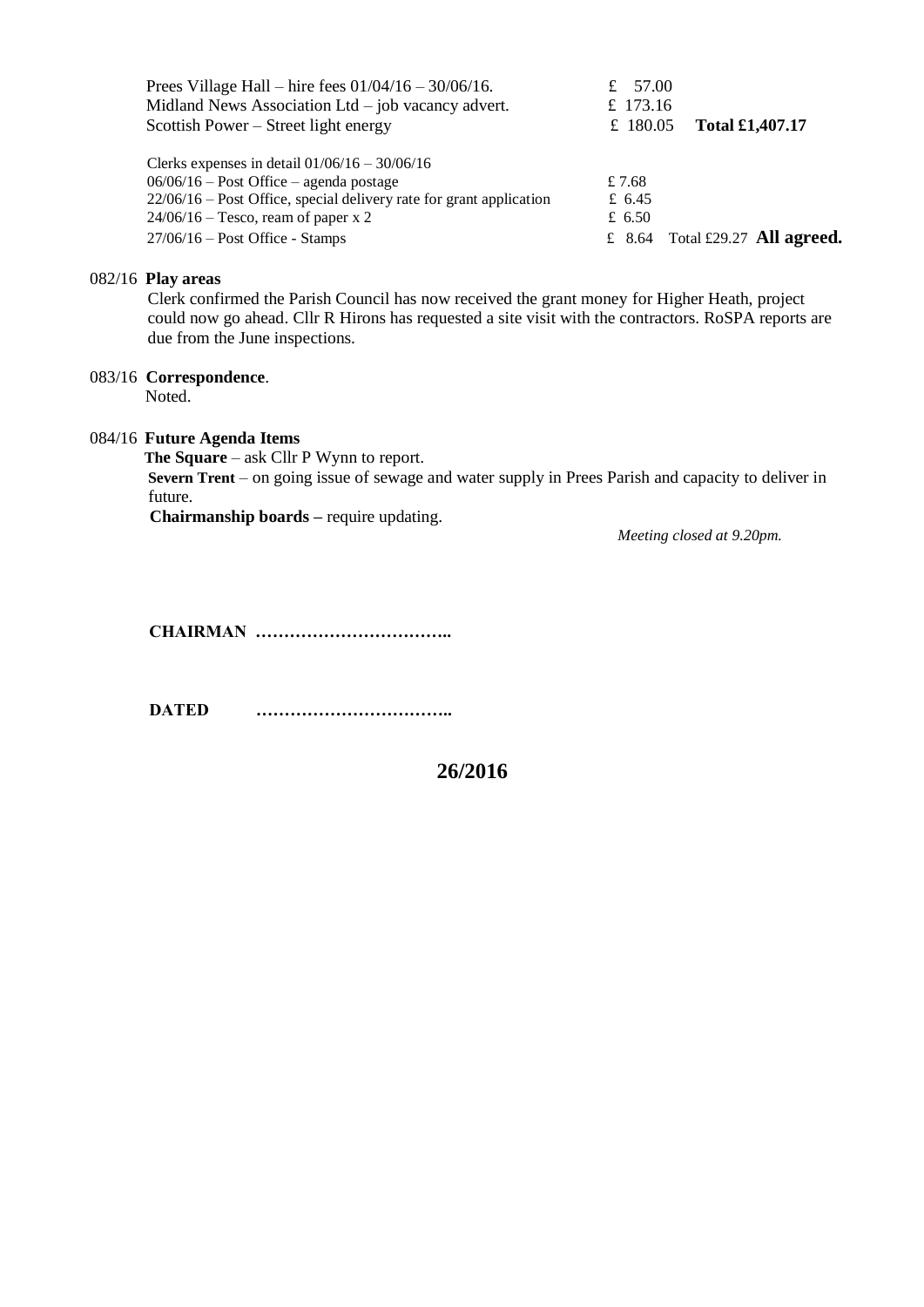| | | |
|---|---|---|
| Prees Village Hall – hire fees 01/04/16 – 30/06/16. | £ 57.00 | |
| Midland News Association Ltd – job vacancy advert. | £ 173.16 | |
| Scottish Power – Street light energy | £ 180.05 | **Total £1,407.17** |

| | | |
|---|---|---|
| Clerks expenses in detail 01/06/16 – 30/06/16 | | |
| 06/06/16 – Post Office – agenda postage | £ 7.68 | |
| 22/06/16 – Post Office, special delivery rate for grant application | £ 6.45 | |
| 24/06/16 – Tesco, ream of paper x 2 | £ 6.50 | |
| 27/06/16 – Post Office - Stamps | £ 8.64 | Total £29.27 **All agreed.** |

082/16 **Play areas**

Clerk confirmed the Parish Council has now received the grant money for Higher Heath, project could now go ahead. Cllr R Hirons has requested a site visit with the contractors. RoSPA reports are due from the June inspections.

083/16 **Correspondence**.

Noted.

084/16 **Future Agenda Items**

**The Square** – ask Cllr P Wynn to report.

**Severn Trent** – on going issue of sewage and water supply in Prees Parish and capacity to deliver in future.

**Chairmanship boards –** require updating.

*Meeting closed at 9.20pm.*

**CHAIRMAN ……………………………..**

**DATED ……………………………..**

**26/2016**